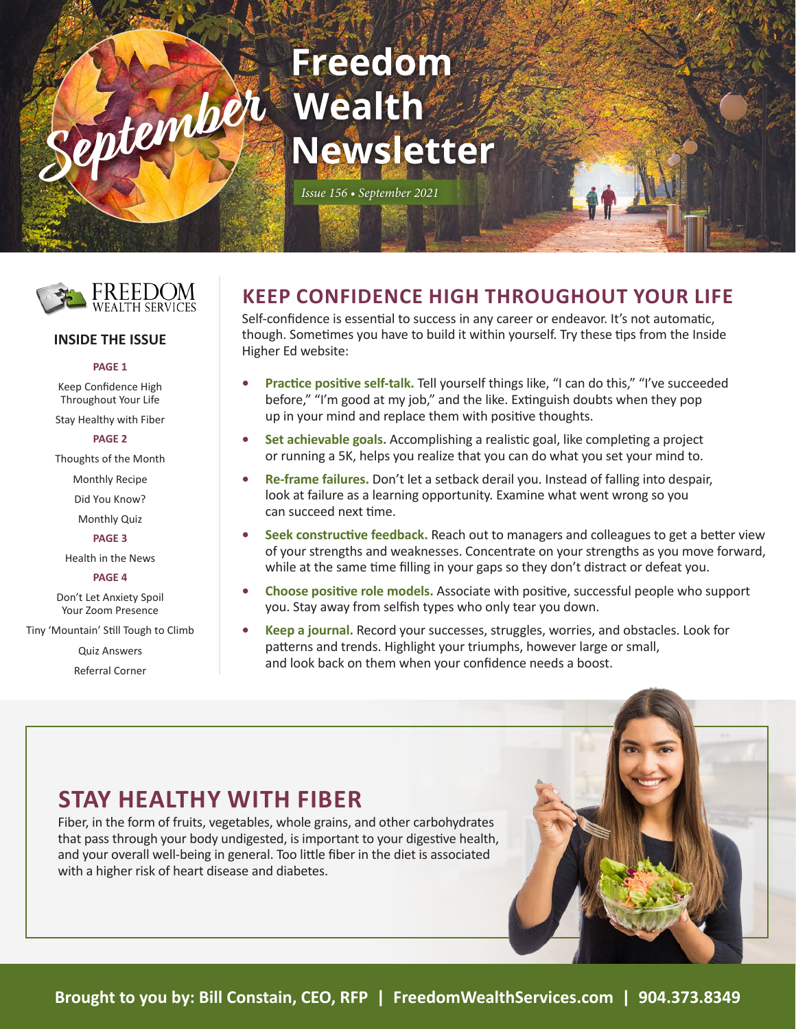# Freedom Wealth Newsletter

*Issue 156 • September 2021*

FREEDOM WEALTH SERVICES

### INSIDE THE ISSUE

**PAGE 1**

Keep Confidence High Throughout Your Life

Stay Healthy with Fiber

**PAGE 2**

Thoughts of the Month

Monthly Recipe

Did You Know?

Monthly Quiz

**PAGE 3**

Health in the News

**PAGE 4**

Don't Let Anxiety Spoil Your Zoom Presence

Tiny 'Mountain' Still Tough to Climb

Quiz Answers

Referral Corner

## KEEP CONFIDENCE HIGH THROUGHOUT YOUR LIFE

Self-confidence is essential to success in any career or endeavor. It's not automatic, though. Sometimes you have to build it within yourself. Try these tips from the Inside Higher Ed website:

- **Practice positive self-talk.** Tell yourself things like, "I can do this," "I've succeeded before," "I'm good at my job," and the like. Extinguish doubts when they pop up in your mind and replace them with positive thoughts.
- **Set achievable goals.** Accomplishing a realistic goal, like completing a project or running a 5K, helps you realize that you can do what you set your mind to.
- **Re-frame failures.** Don't let a setback derail you. Instead of falling into despair, look at failure as a learning opportunity. Examine what went wrong so you can succeed next time.
- **Seek constructive feedback.** Reach out to managers and colleagues to get a better view of your strengths and weaknesses. Concentrate on your strengths as you move forward, while at the same time filling in your gaps so they don't distract or defeat you.
- **Choose positive role models.** Associate with positive, successful people who support you. Stay away from selfish types who only tear you down.
- **Keep a journal.** Record your successes, struggles, worries, and obstacles. Look for patterns and trends. Highlight your triumphs, however large or small, and look back on them when your confidence needs a boost.

## STAY HEALTHY WITH FIBER

Fiber, in the form of fruits, vegetables, whole grains, and other carbohydrates that pass through your body undigested, is important to your digestive health, and your overall well-being in general. Too little fiber in the diet is associated with a higher risk of heart disease and diabetes.

**Brought to you by: Bill Constain, CEO, RFP | FreedomWealthServices.com | 904.373.8349**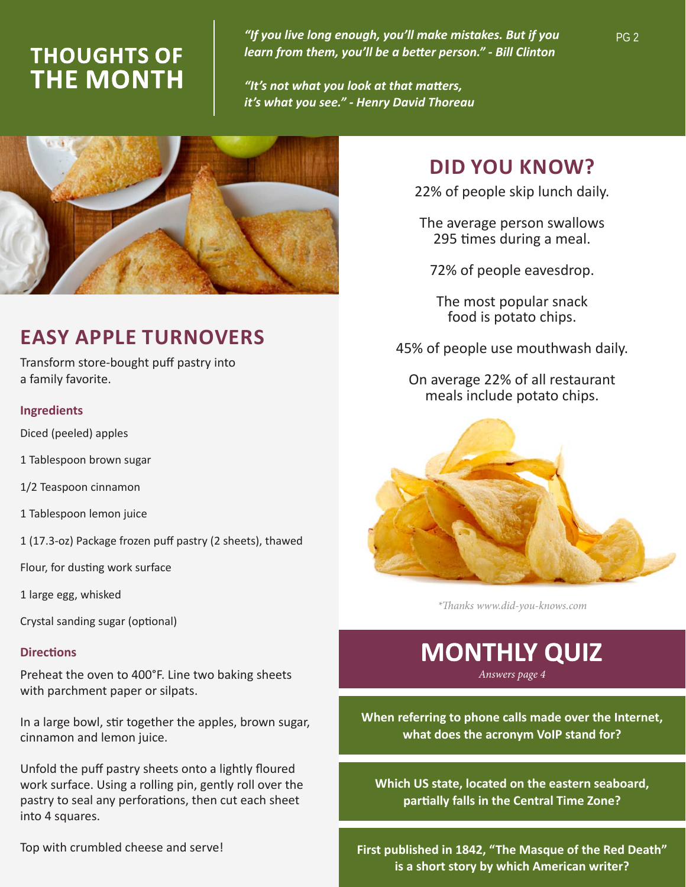# THOUGHTS OF THE MONTH

***"If you live long enough, you'll make mistakes. But if you learn from them, you'll be a better person." - Bill Clinton***

***"It's not what you look at that matters, it's what you see." - Henry David Thoreau***

## EASY APPLE TURNOVERS

Transform store-bought puff pastry into a family favorite.

### Ingredients

Diced (peeled) apples

1 Tablespoon brown sugar

1/2 Teaspoon cinnamon

1 Tablespoon lemon juice

1 (17.3-oz) Package frozen puff pastry (2 sheets), thawed

Flour, for dusting work surface

1 large egg, whisked

Crystal sanding sugar (optional)

### Directions

Preheat the oven to 400°F. Line two baking sheets with parchment paper or silpats.

In a large bowl, stir together the apples, brown sugar, cinnamon and lemon juice.

Unfold the puff pastry sheets onto a lightly floured work surface. Using a rolling pin, gently roll over the pastry to seal any perforations, then cut each sheet into 4 squares.

Top with crumbled cheese and serve!

## DID YOU KNOW?

22% of people skip lunch daily.

The average person swallows 295 times during a meal.

72% of people eavesdrop.

The most popular snack food is potato chips.

45% of people use mouthwash daily.

On average 22% of all restaurant meals include potato chips.

*\*Thanks www.did-you-knows.com*

## MONTHLY QUIZ

*Answers page 4*

**When referring to phone calls made over the Internet, what does the acronym VoIP stand for?**

**Which US state, located on the eastern seaboard, partially falls in the Central Time Zone?**

**First published in 1842, "The Masque of the Red Death" is a short story by which American writer?**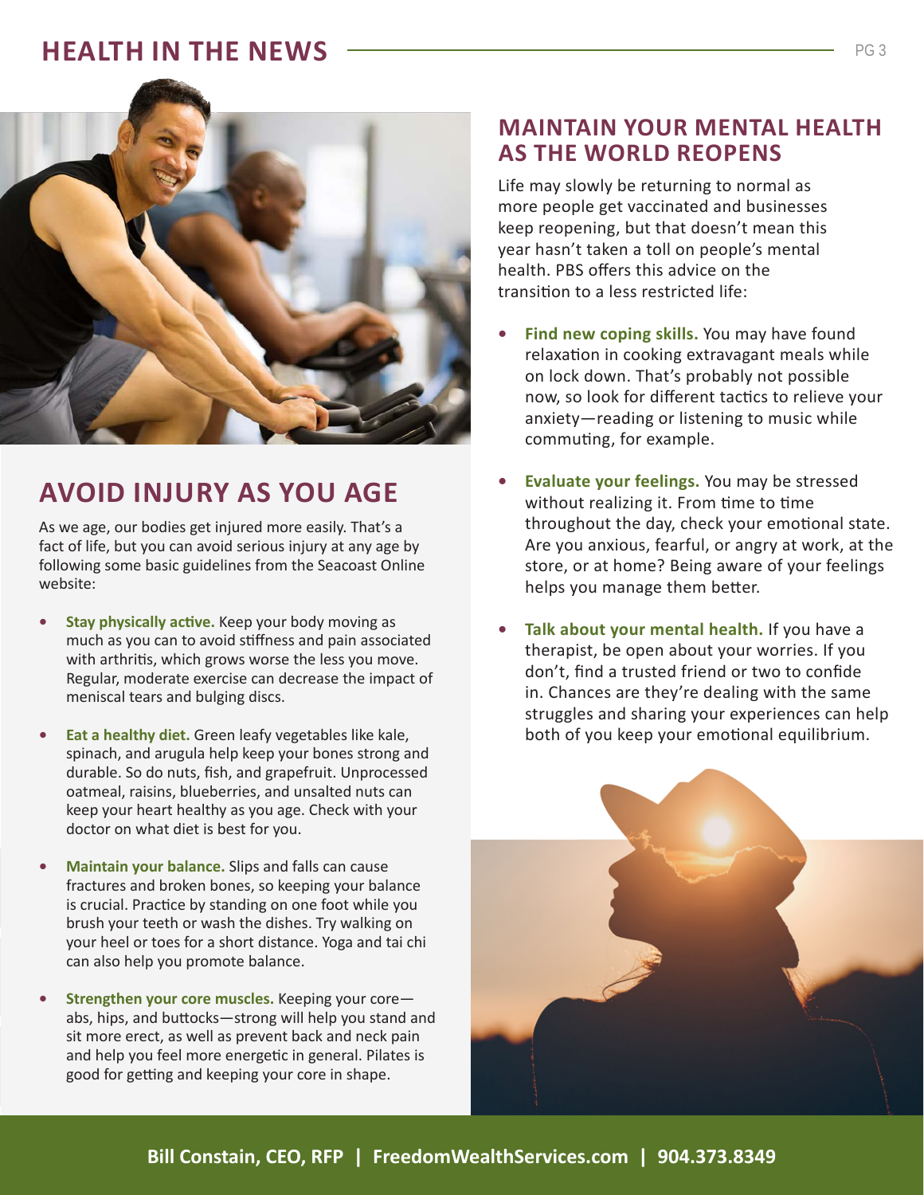## AVOID INJURY AS YOU AGE

As we age, our bodies get injured more easily. That's a fact of life, but you can avoid serious injury at any age by following some basic guidelines from the Seacoast Online website:

- **Stay physically active.** Keep your body moving as much as you can to avoid stiffness and pain associated with arthritis, which grows worse the less you move. Regular, moderate exercise can decrease the impact of meniscal tears and bulging discs.
- **Eat a healthy diet.** Green leafy vegetables like kale, spinach, and arugula help keep your bones strong and durable. So do nuts, fish, and grapefruit. Unprocessed oatmeal, raisins, blueberries, and unsalted nuts can keep your heart healthy as you age. Check with your doctor on what diet is best for you.
- **Maintain your balance.** Slips and falls can cause fractures and broken bones, so keeping your balance is crucial. Practice by standing on one foot while you brush your teeth or wash the dishes. Try walking on your heel or toes for a short distance. Yoga and tai chi can also help you promote balance.
- **Strengthen your core muscles.** Keeping your core—abs, hips, and buttocks—strong will help you stand and sit more erect, as well as prevent back and neck pain and help you feel more energetic in general. Pilates is good for getting and keeping your core in shape.

## MAINTAIN YOUR MENTAL HEALTH AS THE WORLD REOPENS

Life may slowly be returning to normal as more people get vaccinated and businesses keep reopening, but that doesn't mean this year hasn't taken a toll on people's mental health. PBS offers this advice on the transition to a less restricted life:

- **Find new coping skills.** You may have found relaxation in cooking extravagant meals while on lock down. That's probably not possible now, so look for different tactics to relieve your anxiety—reading or listening to music while commuting, for example.
- **Evaluate your feelings.** You may be stressed without realizing it. From time to time throughout the day, check your emotional state. Are you anxious, fearful, or angry at work, at the store, or at home? Being aware of your feelings helps you manage them better.
- **Talk about your mental health.** If you have a therapist, be open about your worries. If you don't, find a trusted friend or two to confide in. Chances are they're dealing with the same struggles and sharing your experiences can help both of you keep your emotional equilibrium.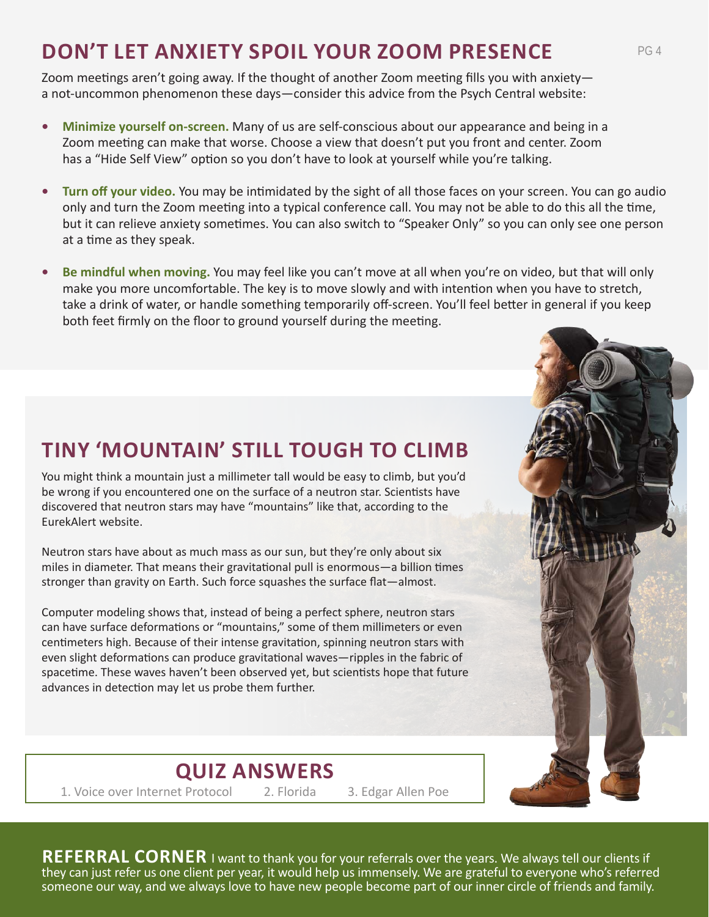## DON'T LET ANXIETY SPOIL YOUR ZOOM PRESENCE

Zoom meetings aren't going away. If the thought of another Zoom meeting fills you with anxiety—a not-uncommon phenomenon these days—consider this advice from the Psych Central website:

- **Minimize yourself on-screen.** Many of us are self-conscious about our appearance and being in a Zoom meeting can make that worse. Choose a view that doesn't put you front and center. Zoom has a "Hide Self View" option so you don't have to look at yourself while you're talking.
- **Turn off your video.** You may be intimidated by the sight of all those faces on your screen. You can go audio only and turn the Zoom meeting into a typical conference call. You may not be able to do this all the time, but it can relieve anxiety sometimes. You can also switch to "Speaker Only" so you can only see one person at a time as they speak.
- **Be mindful when moving.** You may feel like you can't move at all when you're on video, but that will only make you more uncomfortable. The key is to move slowly and with intention when you have to stretch, take a drink of water, or handle something temporarily off-screen. You'll feel better in general if you keep both feet firmly on the floor to ground yourself during the meeting.

## TINY 'MOUNTAIN' STILL TOUGH TO CLIMB

You might think a mountain just a millimeter tall would be easy to climb, but you'd be wrong if you encountered one on the surface of a neutron star. Scientists have discovered that neutron stars may have "mountains" like that, according to the EurekAlert website.

Neutron stars have about as much mass as our sun, but they're only about six miles in diameter. That means their gravitational pull is enormous—a billion times stronger than gravity on Earth. Such force squashes the surface flat—almost.

Computer modeling shows that, instead of being a perfect sphere, neutron stars can have surface deformations or "mountains," some of them millimeters or even centimeters high. Because of their intense gravitation, spinning neutron stars with even slight deformations can produce gravitational waves—ripples in the fabric of spacetime. These waves haven't been observed yet, but scientists hope that future advances in detection may let us probe them further.

## QUIZ ANSWERS

1. Voice over Internet Protocol 2. Florida 3. Edgar Allen Poe

**REFERRAL CORNER** I want to thank you for your referrals over the years. We always tell our clients if they can just refer us one client per year, it would help us immensely. We are grateful to everyone who's referred someone our way, and we always love to have new people become part of our inner circle of friends and family.